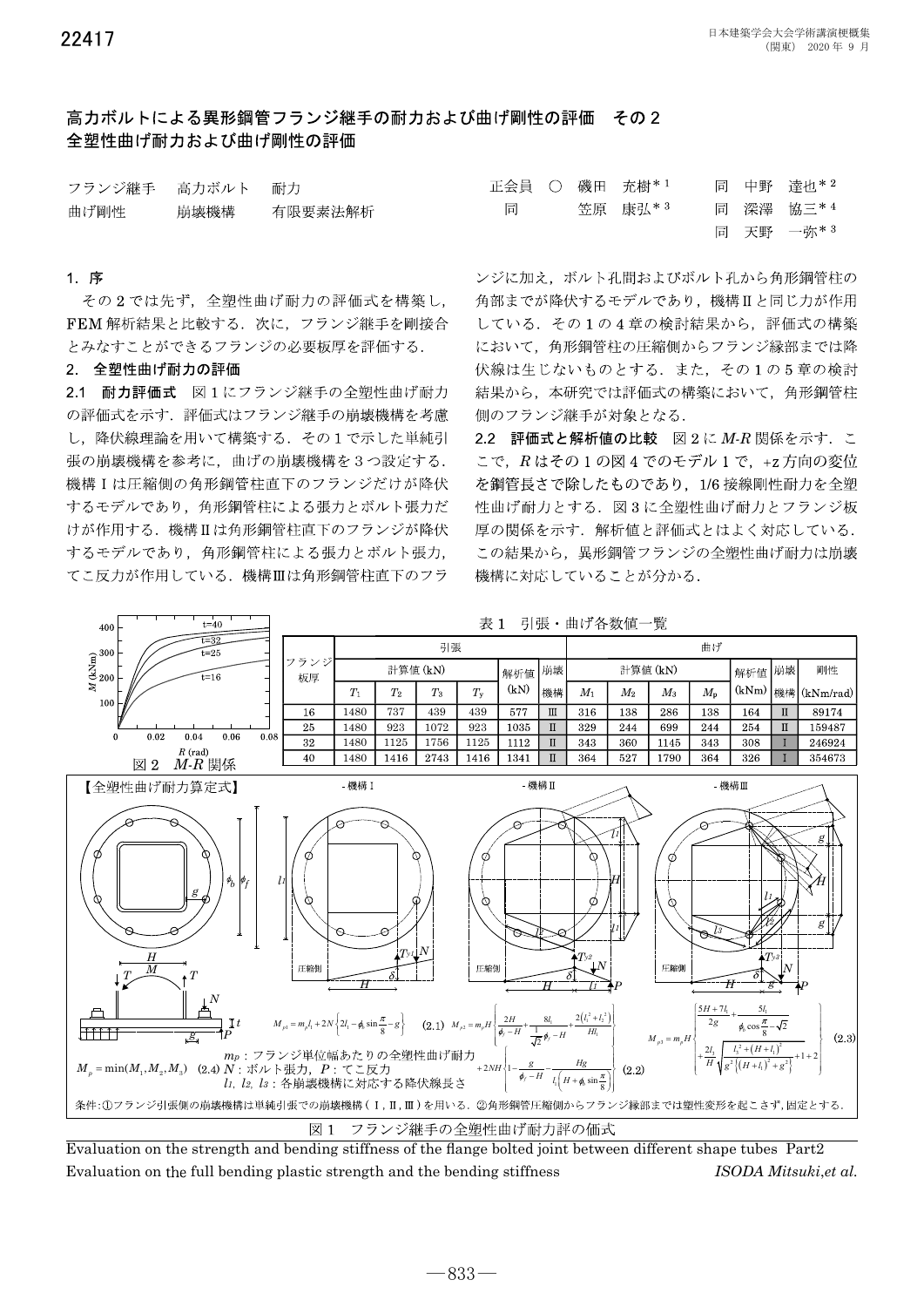22417

# 高力ボルトによる異形鋼管フランジ継手の耐力および曲げ剛性の評価　その２
## 全塑性曲げ耐力および曲げ剛性の評価

フランジ継手　高力ボルト　耐力
曲げ剛性　崩壊機構　有限要素法解析

正会員　○　磯田　充樹*1　同　中野　達也*2
同　笠原　康弘*3　同　深澤　協三*4
同　天野　一弥*3

### 1. 序

その２では先ず，全塑性曲げ耐力の評価式を構築し，FEM 解析結果と比較する．次に，フランジ継手を剛接合とみなすことができるフランジの必要板厚を評価する．

### 2. 全塑性曲げ耐力の評価

**2.1 耐力評価式**　図１にフランジ継手の全塑性曲げ耐力の評価式を示す．評価式はフランジ継手の崩壊機構を考慮し，降伏線理論を用いて構築する．その１で示した単純引張の崩壊機構を参考に，曲げの崩壊機構を３つ設定する．機構Ⅰは圧縮側の角形鋼管柱直下のフランジだけが降伏するモデルであり，角形鋼管柱による張力とボルト張力だけが作用する．機構Ⅱは角形鋼管柱直下のフランジが降伏するモデルであり，角形鋼管柱による張力とボルト張力，てこ反力が作用している．機構Ⅲは角形鋼管柱直下のフランジに加え，ボルト孔間およびボルト孔から角形鋼管柱の角部までが降伏するモデルであり，機構Ⅱと同じ力が作用している．その１の４章の検討結果から，評価式の構築において，角形鋼管柱の圧縮側からフランジ縁部までは降伏線は生じないものとする．また，その１の５章の検討結果から，本研究では評価式の構築において，角形鋼管柱側のフランジ継手が対象となる．

**2.2 評価式と解析値の比較**　図２に $M$-$R$ 関係を示す．ここで，$R$ はその１の図４でのモデル１で，+z 方向の変位を鋼管長さで除したものであり，1/6 接線剛性耐力を全塑性曲げ耐力とする．図３に全塑性曲げ耐力とフランジ板厚の関係を示す．解析値と評価式とはよく対応している．この結果から，異形鋼管フランジの全塑性曲げ耐力は崩壊機構に対応していることが分かる．

図２ $M$-$R$ 関係

表１　引張・曲げ各数値一覧

| フランジ板厚 | 引張 | | | | | | 曲げ | | | | | | |
|---|---|---|---|---|---|---|---|---|---|---|---|---|---|
| | 計算値 (kN) | | | | 解析値 (kN) | 崩壊機構 | 計算値 (kN) | | | | 解析値 (kNm) | 崩壊機構 | 剛性 (kNm/rad) |
| | $T_1$ | $T_2$ | $T_3$ | $T_y$ | | | $M_1$ | $M_2$ | $M_3$ | $M_p$ | | | |
| 16 | 1480 | 737 | 439 | 439 | 577 | Ⅲ | 316 | 138 | 286 | 138 | 164 | Ⅱ | 89174 |
| 25 | 1480 | 923 | 1072 | 923 | 1035 | Ⅱ | 329 | 244 | 699 | 244 | 254 | Ⅱ | 159487 |
| 32 | 1480 | 1125 | 1756 | 1125 | 1112 | Ⅱ | 343 | 360 | 1145 | 343 | 308 | Ⅰ | 246924 |
| 40 | 1480 | 1416 | 2743 | 1416 | 1341 | Ⅱ | 364 | 527 | 1790 | 364 | 326 | Ⅰ | 354673 |

【全塑性曲げ耐力算定式】

$$M_{p1}=m_p l_1+2N\left\{2l_1-\phi_b\sin\frac{\pi}{8}-g\right\} \quad (2.1)$$

$$M_{p2}=m_pH\left\{\frac{2H}{\phi_f-H}+\frac{8l_1}{\frac{1}{\sqrt{2}}\phi_f-H}+\frac{2(l_1^2+l_2^2)}{Hl_1}\right\}+2NH\left\{1-\frac{g}{\phi_f-H}-\frac{Hg}{l_1\left(H+\phi_b\sin\frac{\pi}{8}\right)}\right\} \quad (2.2)$$

$$M_{p3}=m_pH\left\{\frac{5H+7l_1}{2g}+\frac{5l_1}{\phi_b\cos\frac{\pi}{8}-\sqrt{2}}+\frac{2l_1}{H}\sqrt{\frac{l_1^2+(H+l_1)^2}{g^2\left\{(H+l_1)^2+g^2\right\}}+1}+2\right\} \quad (2.3)$$

$$M_p=\min(M_1,M_2,M_3) \quad (2.4)$$

$m_p$：フランジ単位幅あたりの全塑性曲げ耐力
$N$：ボルト張力，$P$：てこ反力
$l_1$, $l_2$, $l_3$：各崩壊機構に対応する降伏線長さ

条件:①フランジ引張側の崩壊機構は単純引張での崩壊機構（Ⅰ,Ⅱ,Ⅲ）を用いる．②角形鋼管圧縮側からフランジ縁部までは塑性変形を起こさず，固定とする．

図１　フランジ継手の全塑性曲げ耐力評価式

Evaluation on the strength and bending stiffness of the flange bolted joint between different shape tubes Part2
Evaluation on the full bending plastic strength and the bending stiffness　*ISODA Mitsuki,et al.*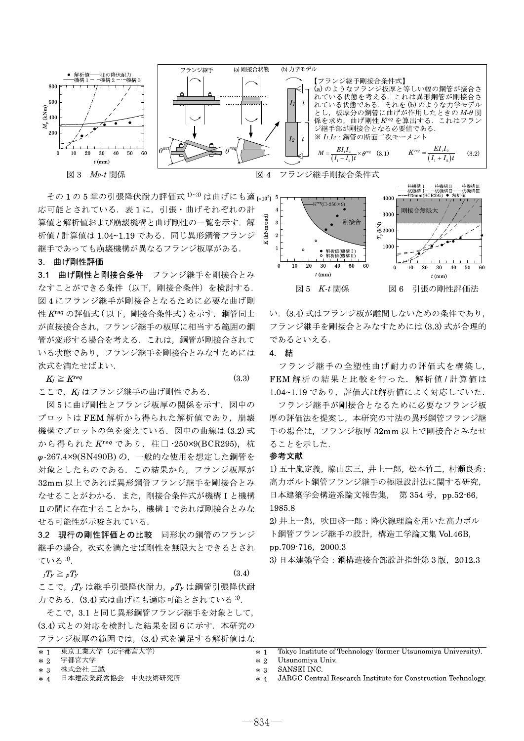● 解析値 —— 柱の降伏耐力
—— 機構1 - - 機構2 -·- 機構3
800
600
400
200
$M_p$ (kNm)
0 10 20 30 40 50 60
$t$ (mm)

図3　$M_p$-$t$ 関係

フランジ継手　(a) 剛接合状態　(b) 力学モデル

$\theta^{act}$　$\theta^{req}$　$I_1$　$t$　$I_2$　$t$

【フランジ継手剛接合条件式】
(a) のようなフランジ板厚と等しい幅の鋼管が接合されている状態を考える．これは異形鋼管が剛接合されている状態である．それを (b) のような力学モデルとし，板厚分の鋼管に曲げが作用したときの $M$-$\theta$ 関係を求め，曲げ剛性 $K^{req}$ を算出する．これはフランジ継手部が剛接合となる必要値である．
※ $I_1$,$I_2$ : 鋼管の断面二次モーメント

$$M = \frac{EI_1I_2}{(I_1+I_2)t} \times \theta^{req} \quad (3.1) \qquad K^{req} = \frac{EI_1I_2}{(I_1+I_2)t} \quad (3.2)$$

図4　フランジ継手剛接合条件式

その1の5章の引張降伏耐力評価式 [1)~3)] は曲げにも適応可能とされている．表1に，引張・曲げそれぞれの計算値と解析値および崩壊機構と曲げ剛性の一覧を示す．解析値 / 計算値は 1.04~1.19 である．同じ異形鋼管フランジ継手であっても崩壊機構が異なるフランジ板厚がある．

## 3.　曲げ剛性評価

**3.1　曲げ剛性と剛接合条件**　フランジ継手を剛接合とみなすことができる条件（以下，剛接合条件）を検討する．図4にフランジ継手が剛接合となるために必要な曲げ剛性 $K^{req}$ の評価式（以下，剛接合条件式）を示す．鋼管同士が直接接合され，フランジ継手の板厚に相当する範囲の鋼管が変形する場合を考える．これは，鋼管が剛接合されている状態であり，フランジ継手を剛接合とみなすためには次式を満たせばよい．

$$K_j \geqq K^{req} \quad (3.3)$$

ここで，$K_j$ はフランジ継手の曲げ剛性である．

図5に曲げ剛性とフランジ板厚の関係を示す．図中のプロットは FEM 解析から得られた解析値であり，崩壊機構でプロットの色を変えている．図中の曲線は (3.2) 式から得られた $K^{req}$ であり，柱□-250×9(BCR295)，杭 $\varphi$-267.4×9(SN490B) の，一般的な使用を想定した鋼管を対象としたものである．この結果から，フランジ板厚が 32mm 以上であれば異形鋼管フランジ継手を剛接合とみなせることがわかる．また，剛接合条件式が機構 I と機構 II の間に存在することから，機構 I であれば剛接合とみなせる可能性が示唆されている．

**3.2　現行の剛性評価との比較**　同形状の鋼管のフランジ継手の場合，次式を満たせば剛性を無限大とできるとされている [3)]．

$$_{j}T_y \geqq {}_{p}T_y \quad (3.4)$$

ここで，$_{j}T_y$ は継手引張降伏耐力，$_{p}T_y$ は鋼管引張降伏耐力である．(3.4) 式は曲げにも適応可能とされている [3)]．

そこで，3.1 と同じ異形鋼管フランジ継手を対象として，(3.4) 式との対応を検討した結果を図6に示す．本研究のフランジ板厚の範囲では，(3.4) 式を満足する解析値はない．(3.4) 式はフランジ板が離間しないための条件であり，フランジ継手を剛接合とみなすためには (3.3) 式が合理的であるといえる．

[×10⁵] 5 4 3 2 1
$K$ (kNm/rad)
$K^{req}$(□-250×9)
剛接合
● 解析値(機構 I)
○ 解析値(機構 II)
0 10 20 30 40 50 60
$t$ (mm)

図5　$K$-$t$ 関係

—柱機構 I - -柱機構 II -·-柱機構 III
—杭機構 I - -杭機構 II -·-杭機構 III
-·-柱9mm(BCR295) ● 解析値
4000 3000 2000 1000
$T_y$ (kN)
剛接合無限大
0 10 20 30 40 50 60
$t$ (mm)

図6　引張の剛性評価法

## 4.　結

フランジ継手の全塑性曲げ耐力の評価式を構築し，FEM 解析の結果と比較を行った．解析値 / 計算値は 1.04~1.19 であり，評価式は解析値によく対応していた．

フランジ継手が剛接合となるために必要なフランジ板厚の評価法を提案し，本研究の寸法の異形鋼管フランジ継手の場合は，フランジ板厚 32mm 以上で剛接合とみなせることを示した．

### 参考文献

1) 五十嵐定義，脇山広三，井上一郎，松本竹二，村瀬良秀：高力ボルト鋼管フランジ継手の極限設計法に関する研究，日本建築学会構造系論文報告集，第 354 号，pp.52-66, 1985.8

2) 井上一郎，吹田啓一郎：降伏線理論を用いた高力ボルト鋼管フランジ継手の設計，構造工学論文集 Vol.46B, pp.709-716, 2000.3

3) 日本建築学会：鋼構造接合部設計指針第3版，2012.3

---

＊1　東京工業大学（元宇都宮大学）
＊2　宇都宮大学
＊3　株式会社 三誠
＊4　日本建設業経営協会　中央技術研究所

＊1　Tokyo Institute of Technology (former Utsunomiya University).
＊2　Utsunomiya Univ.
＊3　SANSEI INC.
＊4　JARGC Central Research Institute for Construction Technology.